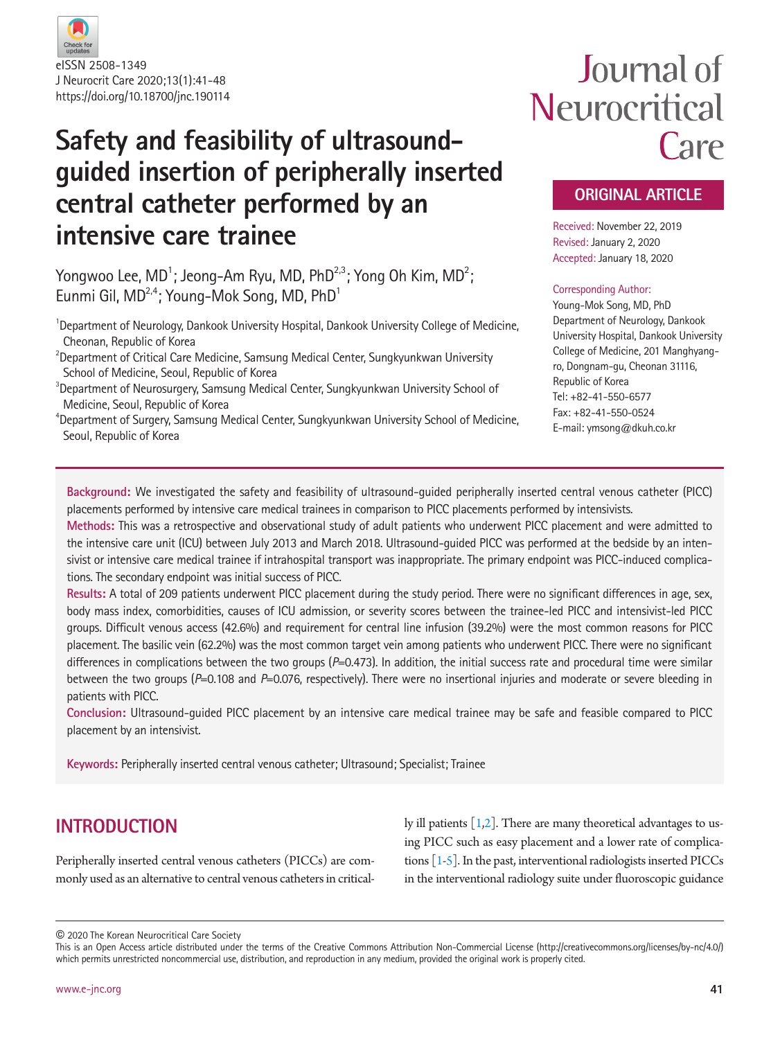eISSN 2508-1349
J Neurocrit Care 2020;13(1):41-48
https://doi.org/10.18700/jnc.190114

# Safety and feasibility of ultrasound-guided insertion of peripherally inserted central catheter performed by an intensive care trainee

Yongwoo Lee, MD[1]; Jeong-Am Ryu, MD, PhD[2,3]; Yong Oh Kim, MD[2]; Eunmi Gil, MD[2,4]; Young-Mok Song, MD, PhD[1]

[1]Department of Neurology, Dankook University Hospital, Dankook University College of Medicine, Cheonan, Republic of Korea
[2]Department of Critical Care Medicine, Samsung Medical Center, Sungkyunkwan University School of Medicine, Seoul, Republic of Korea
[3]Department of Neurosurgery, Samsung Medical Center, Sungkyunkwan University School of Medicine, Seoul, Republic of Korea
[4]Department of Surgery, Samsung Medical Center, Sungkyunkwan University School of Medicine, Seoul, Republic of Korea

**ORIGINAL ARTICLE**

Received: November 22, 2019
Revised: January 2, 2020
Accepted: January 18, 2020

Corresponding Author:
Young-Mok Song, MD, PhD
Department of Neurology, Dankook University Hospital, Dankook University College of Medicine, 201 Manghyang-ro, Dongnam-gu, Cheonan 31116, Republic of Korea
Tel: +82-41-550-6577
Fax: +82-41-550-0524
E-mail: ymsong@dkuh.co.kr

**Background:** We investigated the safety and feasibility of ultrasound-guided peripherally inserted central venous catheter (PICC) placements performed by intensive care medical trainees in comparison to PICC placements performed by intensivists.

**Methods:** This was a retrospective and observational study of adult patients who underwent PICC placement and were admitted to the intensive care unit (ICU) between July 2013 and March 2018. Ultrasound-guided PICC was performed at the bedside by an intensivist or intensive care medical trainee if intrahospital transport was inappropriate. The primary endpoint was PICC-induced complications. The secondary endpoint was initial success of PICC.

**Results:** A total of 209 patients underwent PICC placement during the study period. There were no significant differences in age, sex, body mass index, comorbidities, causes of ICU admission, or severity scores between the trainee-led PICC and intensivist-led PICC groups. Difficult venous access (42.6%) and requirement for central line infusion (39.2%) were the most common reasons for PICC placement. The basilic vein (62.2%) was the most common target vein among patients who underwent PICC. There were no significant differences in complications between the two groups ($P$=0.473). In addition, the initial success rate and procedural time were similar between the two groups ($P$=0.108 and $P$=0.076, respectively). There were no insertional injuries and moderate or severe bleeding in patients with PICC.

**Conclusion:** Ultrasound-guided PICC placement by an intensive care medical trainee may be safe and feasible compared to PICC placement by an intensivist.

**Keywords:** Peripherally inserted central venous catheter; Ultrasound; Specialist; Trainee

## INTRODUCTION

Peripherally inserted central venous catheters (PICCs) are commonly used as an alternative to central venous catheters in critically ill patients [1,2]. There are many theoretical advantages to using PICC such as easy placement and a lower rate of complications [1-5]. In the past, interventional radiologists inserted PICCs in the interventional radiology suite under fluoroscopic guidance

© 2020 The Korean Neurocritical Care Society
This is an Open Access article distributed under the terms of the Creative Commons Attribution Non-Commercial License (http://creativecommons.org/licenses/by-nc/4.0/) which permits unrestricted noncommercial use, distribution, and reproduction in any medium, provided the original work is properly cited.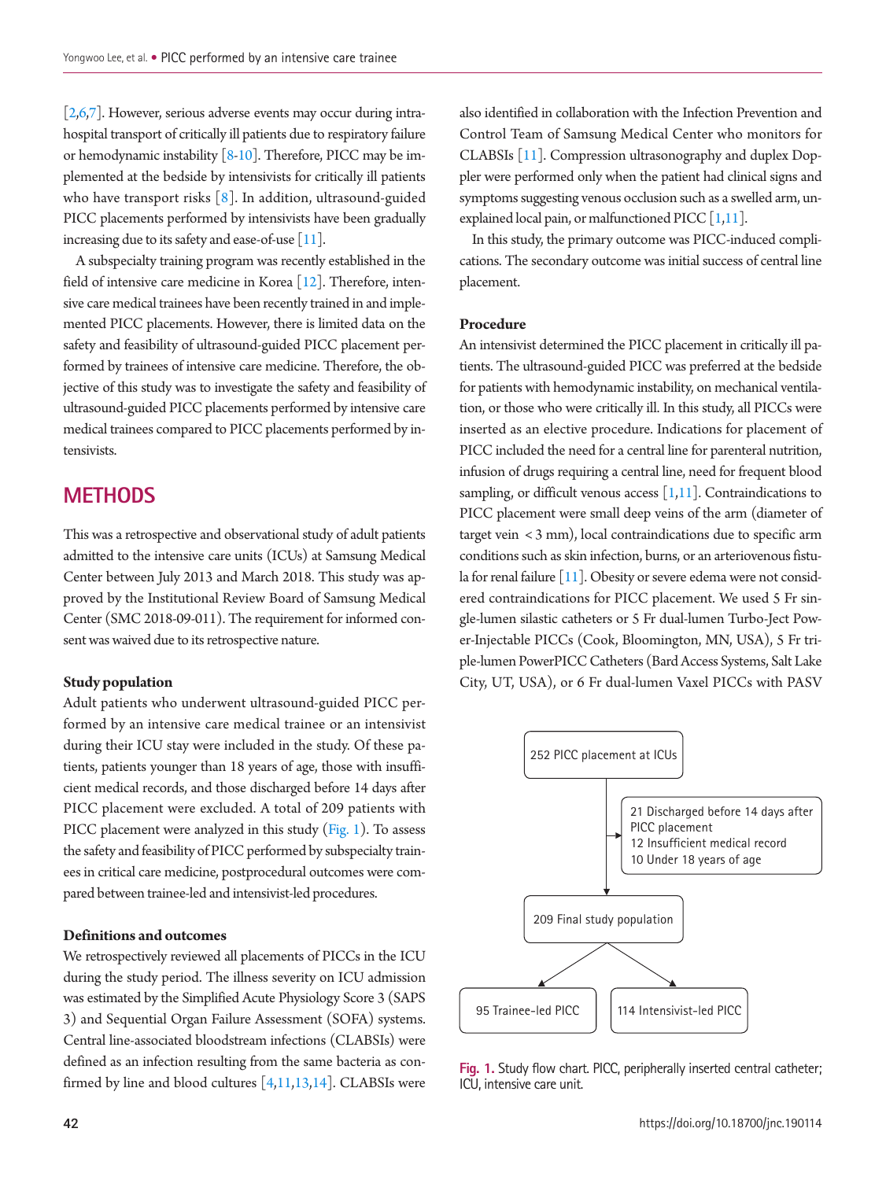[2,6,7]. However, serious adverse events may occur during intrahospital transport of critically ill patients due to respiratory failure or hemodynamic instability [8-10]. Therefore, PICC may be implemented at the bedside by intensivists for critically ill patients who have transport risks [8]. In addition, ultrasound-guided PICC placements performed by intensivists have been gradually increasing due to its safety and ease-of-use [11].

A subspecialty training program was recently established in the field of intensive care medicine in Korea [12]. Therefore, intensive care medical trainees have been recently trained in and implemented PICC placements. However, there is limited data on the safety and feasibility of ultrasound-guided PICC placement performed by trainees of intensive care medicine. Therefore, the objective of this study was to investigate the safety and feasibility of ultrasound-guided PICC placements performed by intensive care medical trainees compared to PICC placements performed by intensivists.

## METHODS

This was a retrospective and observational study of adult patients admitted to the intensive care units (ICUs) at Samsung Medical Center between July 2013 and March 2018. This study was approved by the Institutional Review Board of Samsung Medical Center (SMC 2018-09-011). The requirement for informed consent was waived due to its retrospective nature.

### Study population

Adult patients who underwent ultrasound-guided PICC performed by an intensive care medical trainee or an intensivist during their ICU stay were included in the study. Of these patients, patients younger than 18 years of age, those with insufficient medical records, and those discharged before 14 days after PICC placement were excluded. A total of 209 patients with PICC placement were analyzed in this study (Fig. 1). To assess the safety and feasibility of PICC performed by subspecialty trainees in critical care medicine, postprocedural outcomes were compared between trainee-led and intensivist-led procedures.

### Definitions and outcomes

We retrospectively reviewed all placements of PICCs in the ICU during the study period. The illness severity on ICU admission was estimated by the Simplified Acute Physiology Score 3 (SAPS 3) and Sequential Organ Failure Assessment (SOFA) systems. Central line-associated bloodstream infections (CLABSIs) were defined as an infection resulting from the same bacteria as confirmed by line and blood cultures [4,11,13,14]. CLABSIs were also identified in collaboration with the Infection Prevention and Control Team of Samsung Medical Center who monitors for CLABSIs [11]. Compression ultrasonography and duplex Doppler were performed only when the patient had clinical signs and symptoms suggesting venous occlusion such as a swelled arm, unexplained local pain, or malfunctioned PICC [1,11].

In this study, the primary outcome was PICC-induced complications. The secondary outcome was initial success of central line placement.

### Procedure

An intensivist determined the PICC placement in critically ill patients. The ultrasound-guided PICC was preferred at the bedside for patients with hemodynamic instability, on mechanical ventilation, or those who were critically ill. In this study, all PICCs were inserted as an elective procedure. Indications for placement of PICC included the need for a central line for parenteral nutrition, infusion of drugs requiring a central line, need for frequent blood sampling, or difficult venous access [1,11]. Contraindications to PICC placement were small deep veins of the arm (diameter of target vein < 3 mm), local contraindications due to specific arm conditions such as skin infection, burns, or an arteriovenous fistula for renal failure [11]. Obesity or severe edema were not considered contraindications for PICC placement. We used 5 Fr single-lumen silastic catheters or 5 Fr dual-lumen Turbo-Ject Power-Injectable PICCs (Cook, Bloomington, MN, USA), 5 Fr triple-lumen PowerPICC Catheters (Bard Access Systems, Salt Lake City, UT, USA), or 6 Fr dual-lumen Vaxel PICCs with PASV

252 PICC placement at ICUs

21 Discharged before 14 days after PICC placement
12 Insufficient medical record
10 Under 18 years of age

209 Final study population

95 Trainee-led PICC

114 Intensivist-led PICC

Fig. 1. Study flow chart. PICC, peripherally inserted central catheter; ICU, intensive care unit.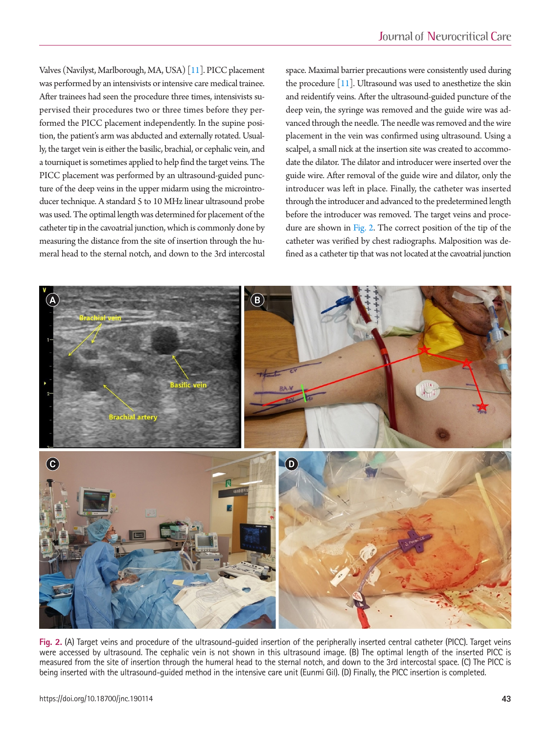Valves (Navilyst, Marlborough, MA, USA) [11]. PICC placement was performed by an intensivists or intensive care medical trainee. After trainees had seen the procedure three times, intensivists supervised their procedures two or three times before they performed the PICC placement independently. In the supine position, the patient's arm was abducted and externally rotated. Usually, the target vein is either the basilic, brachial, or cephalic vein, and a tourniquet is sometimes applied to help find the target veins. The PICC placement was performed by an ultrasound-guided puncture of the deep veins in the upper midarm using the microintroducer technique. A standard 5 to 10 MHz linear ultrasound probe was used. The optimal length was determined for placement of the catheter tip in the cavoatrial junction, which is commonly done by measuring the distance from the site of insertion through the humeral head to the sternal notch, and down to the 3rd intercostal space. Maximal barrier precautions were consistently used during the procedure [11]. Ultrasound was used to anesthetize the skin and reidentify veins. After the ultrasound-guided puncture of the deep vein, the syringe was removed and the guide wire was advanced through the needle. The needle was removed and the wire placement in the vein was confirmed using ultrasound. Using a scalpel, a small nick at the insertion site was created to accommodate the dilator. The dilator and introducer were inserted over the guide wire. After removal of the guide wire and dilator, only the introducer was left in place. Finally, the catheter was inserted through the introducer and advanced to the predetermined length before the introducer was removed. The target veins and procedure are shown in Fig. 2. The correct position of the tip of the catheter was verified by chest radiographs. Malposition was defined as a catheter tip that was not located at the cavoatrial junction

**Fig. 2.** (A) Target veins and procedure of the ultrasound-guided insertion of the peripherally inserted central catheter (PICC). Target veins were accessed by ultrasound. The cephalic vein is not shown in this ultrasound image. (B) The optimal length of the inserted PICC is measured from the site of insertion through the humeral head to the sternal notch, and down to the 3rd intercostal space. (C) The PICC is being inserted with the ultrasound-guided method in the intensive care unit (Eunmi Gil). (D) Finally, the PICC insertion is completed.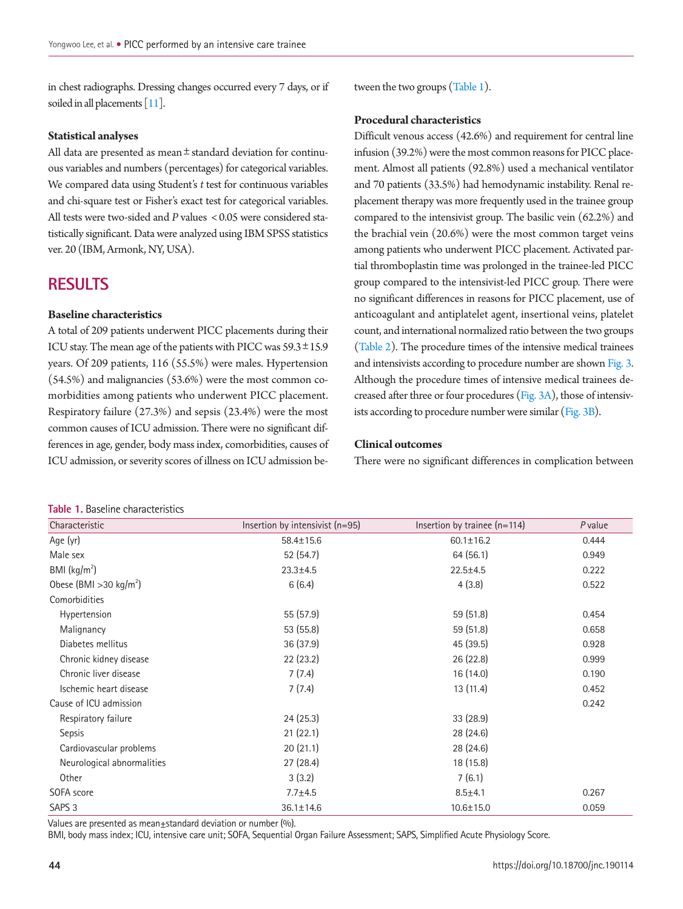in chest radiographs. Dressing changes occurred every 7 days, or if soiled in all placements [11].

### Statistical analyses

All data are presented as mean ± standard deviation for continuous variables and numbers (percentages) for categorical variables. We compared data using Student's *t* test for continuous variables and chi-square test or Fisher's exact test for categorical variables. All tests were two-sided and *P* values < 0.05 were considered statistically significant. Data were analyzed using IBM SPSS statistics ver. 20 (IBM, Armonk, NY, USA).

## RESULTS

### Baseline characteristics

A total of 209 patients underwent PICC placements during their ICU stay. The mean age of the patients with PICC was 59.3 ± 15.9 years. Of 209 patients, 116 (55.5%) were males. Hypertension (54.5%) and malignancies (53.6%) were the most common comorbidities among patients who underwent PICC placement. Respiratory failure (27.3%) and sepsis (23.4%) were the most common causes of ICU admission. There were no significant differences in age, gender, body mass index, comorbidities, causes of ICU admission, or severity scores of illness on ICU admission between the two groups (Table 1).

### Procedural characteristics

Difficult venous access (42.6%) and requirement for central line infusion (39.2%) were the most common reasons for PICC placement. Almost all patients (92.8%) used a mechanical ventilator and 70 patients (33.5%) had hemodynamic instability. Renal replacement therapy was more frequently used in the trainee group compared to the intensivist group. The basilic vein (62.2%) and the brachial vein (20.6%) were the most common target veins among patients who underwent PICC placement. Activated partial thromboplastin time was prolonged in the trainee-led PICC group compared to the intensivist-led PICC group. There were no significant differences in reasons for PICC placement, use of anticoagulant and antiplatelet agent, insertional veins, platelet count, and international normalized ratio between the two groups (Table 2). The procedure times of the intensive medical trainees and intensivists according to procedure number are shown Fig. 3. Although the procedure times of intensive medical trainees decreased after three or four procedures (Fig. 3A), those of intensivists according to procedure number were similar (Fig. 3B).

### Clinical outcomes

There were no significant differences in complication between

**Table 1.** Baseline characteristics

| Characteristic | Insertion by intensivist (n=95) | Insertion by trainee (n=114) | *P* value |
|---|---|---|---|
| Age (yr) | 58.4±15.6 | 60.1±16.2 | 0.444 |
| Male sex | 52 (54.7) | 64 (56.1) | 0.949 |
| BMI (kg/m$^2$) | 23.3±4.5 | 22.5±4.5 | 0.222 |
| Obese (BMI >30 kg/m$^2$) | 6 (6.4) | 4 (3.8) | 0.522 |
| Comorbidities | | | |
| Hypertension | 55 (57.9) | 59 (51.8) | 0.454 |
| Malignancy | 53 (55.8) | 59 (51.8) | 0.658 |
| Diabetes mellitus | 36 (37.9) | 45 (39.5) | 0.928 |
| Chronic kidney disease | 22 (23.2) | 26 (22.8) | 0.999 |
| Chronic liver disease | 7 (7.4) | 16 (14.0) | 0.190 |
| Ischemic heart disease | 7 (7.4) | 13 (11.4) | 0.452 |
| Cause of ICU admission | | | 0.242 |
| Respiratory failure | 24 (25.3) | 33 (28.9) | |
| Sepsis | 21 (22.1) | 28 (24.6) | |
| Cardiovascular problems | 20 (21.1) | 28 (24.6) | |
| Neurological abnormalities | 27 (28.4) | 18 (15.8) | |
| Other | 3 (3.2) | 7 (6.1) | |
| SOFA score | 7.7±4.5 | 8.5±4.1 | 0.267 |
| SAPS 3 | 36.1±14.6 | 10.6±15.0 | 0.059 |

Values are presented as mean±standard deviation or number (%).
BMI, body mass index; ICU, intensive care unit; SOFA, Sequential Organ Failure Assessment; SAPS, Simplified Acute Physiology Score.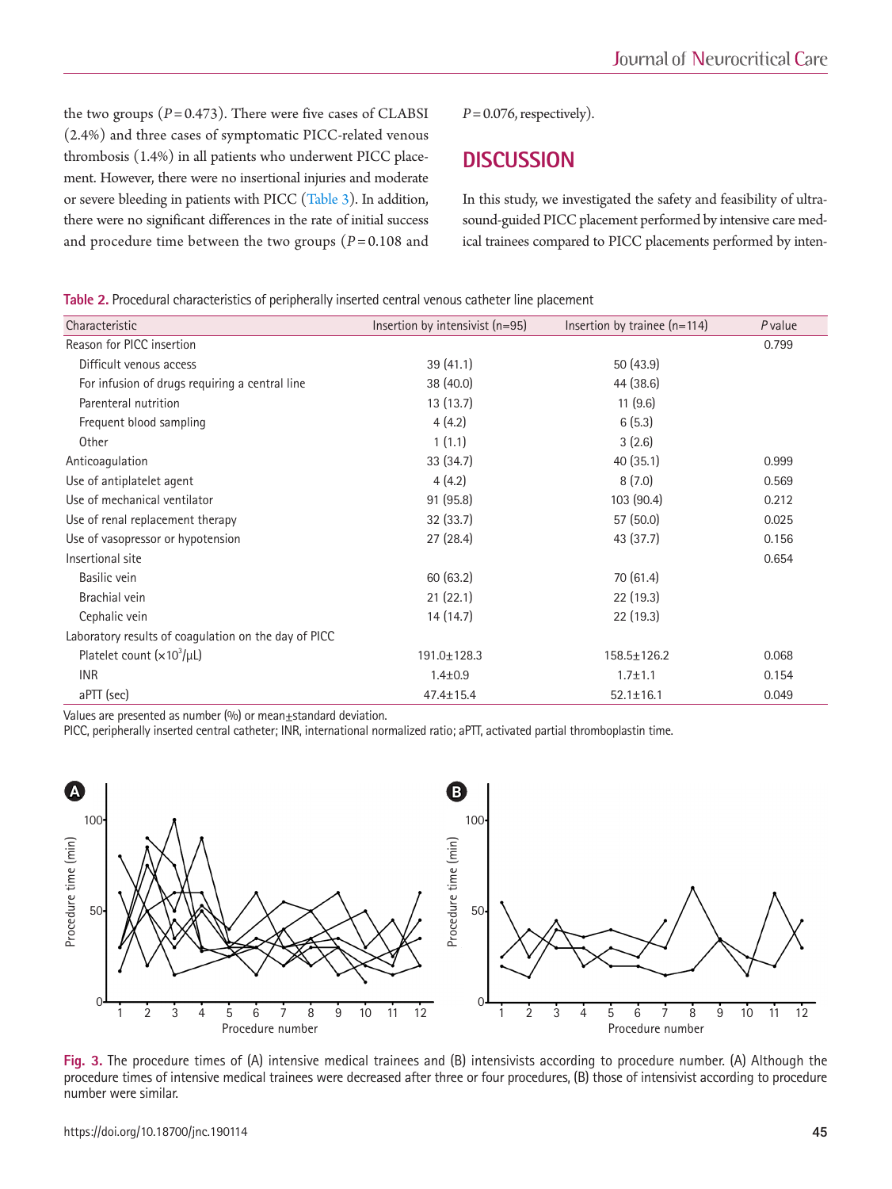the two groups ($P=0.473$). There were five cases of CLABSI (2.4%) and three cases of symptomatic PICC-related venous thrombosis (1.4%) in all patients who underwent PICC placement. However, there were no insertional injuries and moderate or severe bleeding in patients with PICC (Table 3). In addition, there were no significant differences in the rate of initial success and procedure time between the two groups ($P=0.108$ and $P=0.076$, respectively).

## DISCUSSION

In this study, we investigated the safety and feasibility of ultrasound-guided PICC placement performed by intensive care medical trainees compared to PICC placements performed by inten-

**Table 2.** Procedural characteristics of peripherally inserted central venous catheter line placement

| Characteristic | Insertion by intensivist (n=95) | Insertion by trainee (n=114) | *P* value |
|---|---|---|---|
| Reason for PICC insertion | | | 0.799 |
| Difficult venous access | 39 (41.1) | 50 (43.9) | |
| For infusion of drugs requiring a central line | 38 (40.0) | 44 (38.6) | |
| Parenteral nutrition | 13 (13.7) | 11 (9.6) | |
| Frequent blood sampling | 4 (4.2) | 6 (5.3) | |
| Other | 1 (1.1) | 3 (2.6) | |
| Anticoagulation | 33 (34.7) | 40 (35.1) | 0.999 |
| Use of antiplatelet agent | 4 (4.2) | 8 (7.0) | 0.569 |
| Use of mechanical ventilator | 91 (95.8) | 103 (90.4) | 0.212 |
| Use of renal replacement therapy | 32 (33.7) | 57 (50.0) | 0.025 |
| Use of vasopressor or hypotension | 27 (28.4) | 43 (37.7) | 0.156 |
| Insertional site | | | 0.654 |
| Basilic vein | 60 (63.2) | 70 (61.4) | |
| Brachial vein | 21 (22.1) | 22 (19.3) | |
| Cephalic vein | 14 (14.7) | 22 (19.3) | |
| Laboratory results of coagulation on the day of PICC | | | |
| Platelet count ($\times10^3$/μL) | 191.0±128.3 | 158.5±126.2 | 0.068 |
| INR | 1.4±0.9 | 1.7±1.1 | 0.154 |
| aPTT (sec) | 47.4±15.4 | 52.1±16.1 | 0.049 |

Values are presented as number (%) or mean±standard deviation.
PICC, peripherally inserted central catheter; INR, international normalized ratio; aPTT, activated partial thromboplastin time.

**Fig. 3.** The procedure times of (A) intensive medical trainees and (B) intensivists according to procedure number. (A) Although the procedure times of intensive medical trainees were decreased after three or four procedures, (B) those of intensivist according to procedure number were similar.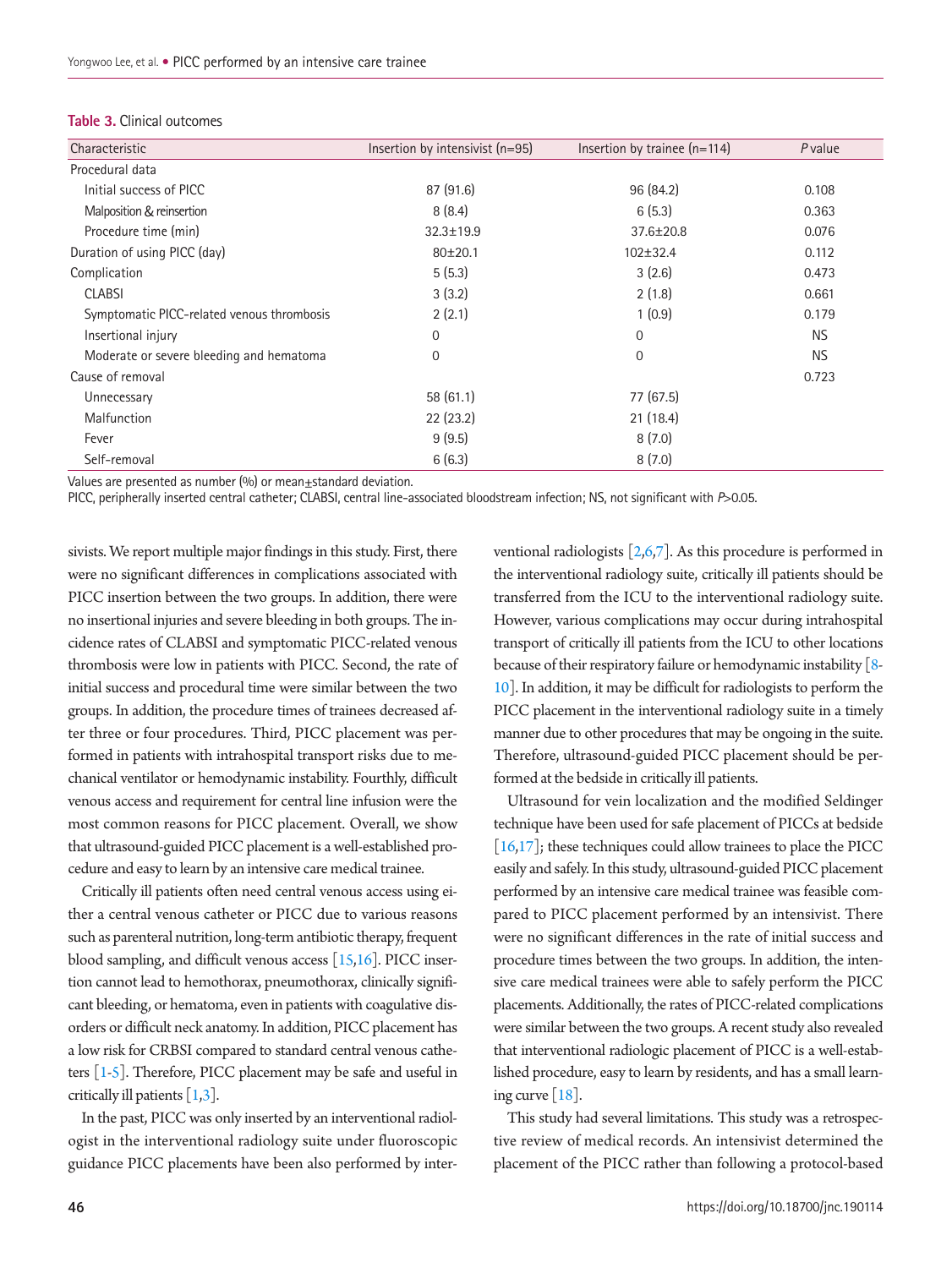**Table 3.** Clinical outcomes

| Characteristic | Insertion by intensivist (n=95) | Insertion by trainee (n=114) | *P* value |
|---|---|---|---|
| Procedural data | | | |
| Initial success of PICC | 87 (91.6) | 96 (84.2) | 0.108 |
| Malposition & reinsertion | 8 (8.4) | 6 (5.3) | 0.363 |
| Procedure time (min) | 32.3±19.9 | 37.6±20.8 | 0.076 |
| Duration of using PICC (day) | 80±20.1 | 102±32.4 | 0.112 |
| Complication | 5 (5.3) | 3 (2.6) | 0.473 |
| CLABSI | 3 (3.2) | 2 (1.8) | 0.661 |
| Symptomatic PICC-related venous thrombosis | 2 (2.1) | 1 (0.9) | 0.179 |
| Insertional injury | 0 | 0 | NS |
| Moderate or severe bleeding and hematoma | 0 | 0 | NS |
| Cause of removal | | | 0.723 |
| Unnecessary | 58 (61.1) | 77 (67.5) | |
| Malfunction | 22 (23.2) | 21 (18.4) | |
| Fever | 9 (9.5) | 8 (7.0) | |
| Self-removal | 6 (6.3) | 8 (7.0) | |

Values are presented as number (%) or mean±standard deviation.
PICC, peripherally inserted central catheter; CLABSI, central line-associated bloodstream infection; NS, not significant with *P*>0.05.

sivists. We report multiple major findings in this study. First, there were no significant differences in complications associated with PICC insertion between the two groups. In addition, there were no insertional injuries and severe bleeding in both groups. The incidence rates of CLABSI and symptomatic PICC-related venous thrombosis were low in patients with PICC. Second, the rate of initial success and procedural time were similar between the two groups. In addition, the procedure times of trainees decreased after three or four procedures. Third, PICC placement was performed in patients with intrahospital transport risks due to mechanical ventilator or hemodynamic instability. Fourthly, difficult venous access and requirement for central line infusion were the most common reasons for PICC placement. Overall, we show that ultrasound-guided PICC placement is a well-established procedure and easy to learn by an intensive care medical trainee.

Critically ill patients often need central venous access using either a central venous catheter or PICC due to various reasons such as parenteral nutrition, long-term antibiotic therapy, frequent blood sampling, and difficult venous access [15,16]. PICC insertion cannot lead to hemothorax, pneumothorax, clinically significant bleeding, or hematoma, even in patients with coagulative disorders or difficult neck anatomy. In addition, PICC placement has a low risk for CRBSI compared to standard central venous catheters [1-5]. Therefore, PICC placement may be safe and useful in critically ill patients [1,3].

In the past, PICC was only inserted by an interventional radiologist in the interventional radiology suite under fluoroscopic guidance PICC placements have been also performed by interventional radiologists [2,6,7]. As this procedure is performed in the interventional radiology suite, critically ill patients should be transferred from the ICU to the interventional radiology suite. However, various complications may occur during intrahospital transport of critically ill patients from the ICU to other locations because of their respiratory failure or hemodynamic instability [8-10]. In addition, it may be difficult for radiologists to perform the PICC placement in the interventional radiology suite in a timely manner due to other procedures that may be ongoing in the suite. Therefore, ultrasound-guided PICC placement should be performed at the bedside in critically ill patients.

Ultrasound for vein localization and the modified Seldinger technique have been used for safe placement of PICCs at bedside [16,17]; these techniques could allow trainees to place the PICC easily and safely. In this study, ultrasound-guided PICC placement performed by an intensive care medical trainee was feasible compared to PICC placement performed by an intensivist. There were no significant differences in the rate of initial success and procedure times between the two groups. In addition, the intensive care medical trainees were able to safely perform the PICC placements. Additionally, the rates of PICC-related complications were similar between the two groups. A recent study also revealed that interventional radiologic placement of PICC is a well-established procedure, easy to learn by residents, and has a small learning curve [18].

This study had several limitations. This study was a retrospective review of medical records. An intensivist determined the placement of the PICC rather than following a protocol-based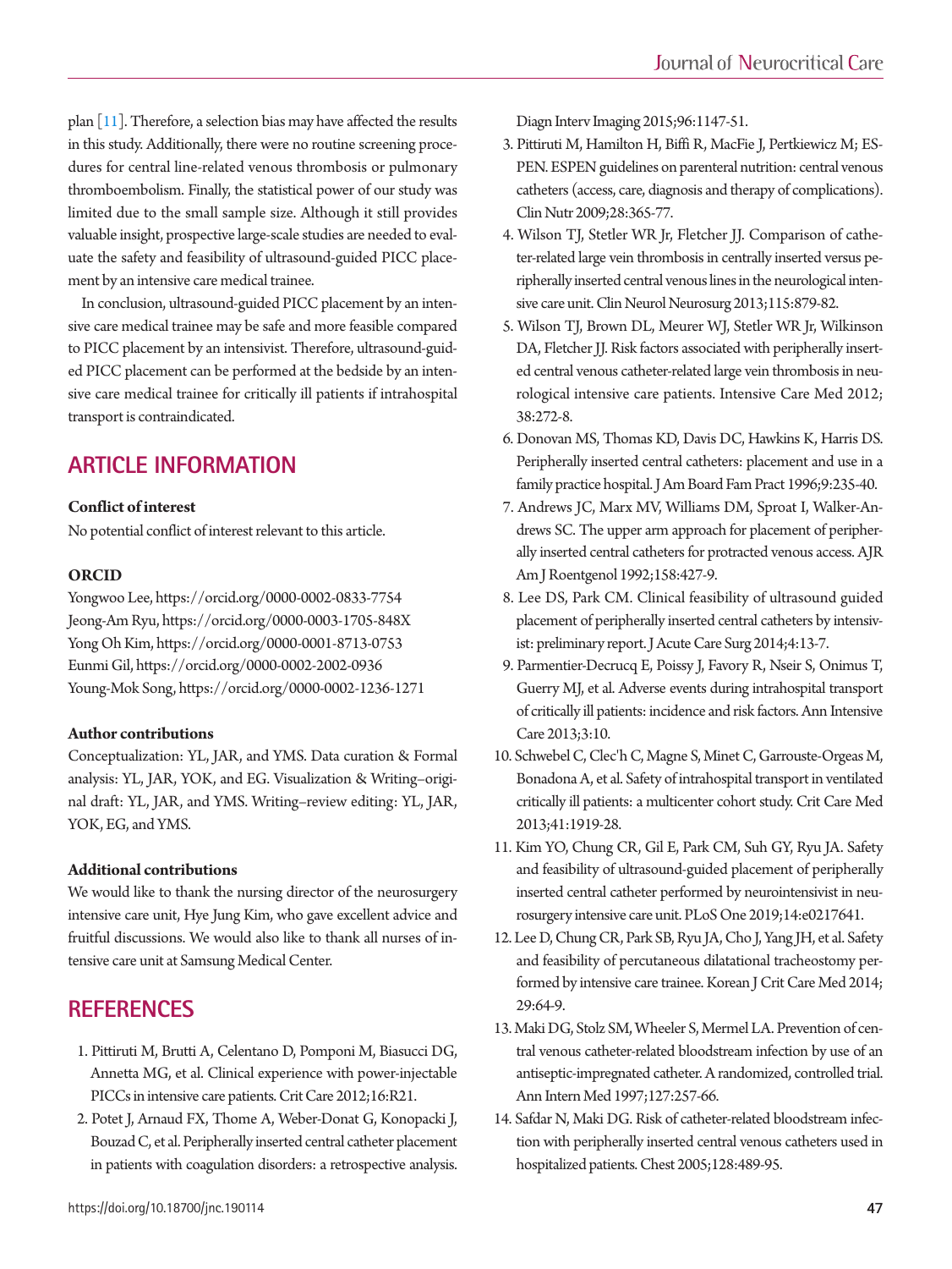plan [11]. Therefore, a selection bias may have affected the results in this study. Additionally, there were no routine screening procedures for central line-related venous thrombosis or pulmonary thromboembolism. Finally, the statistical power of our study was limited due to the small sample size. Although it still provides valuable insight, prospective large-scale studies are needed to evaluate the safety and feasibility of ultrasound-guided PICC placement by an intensive care medical trainee.

In conclusion, ultrasound-guided PICC placement by an intensive care medical trainee may be safe and more feasible compared to PICC placement by an intensivist. Therefore, ultrasound-guided PICC placement can be performed at the bedside by an intensive care medical trainee for critically ill patients if intrahospital transport is contraindicated.

## ARTICLE INFORMATION

### Conflict of interest

No potential conflict of interest relevant to this article.

### ORCID

Yongwoo Lee, https://orcid.org/0000-0002-0833-7754
Jeong-Am Ryu, https://orcid.org/0000-0003-1705-848X
Yong Oh Kim, https://orcid.org/0000-0001-8713-0753
Eunmi Gil, https://orcid.org/0000-0002-2002-0936
Young-Mok Song, https://orcid.org/0000-0002-1236-1271

### Author contributions

Conceptualization: YL, JAR, and YMS. Data curation & Formal analysis: YL, JAR, YOK, and EG. Visualization & Writing–original draft: YL, JAR, and YMS. Writing–review editing: YL, JAR, YOK, EG, and YMS.

### Additional contributions

We would like to thank the nursing director of the neurosurgery intensive care unit, Hye Jung Kim, who gave excellent advice and fruitful discussions. We would also like to thank all nurses of intensive care unit at Samsung Medical Center.

## REFERENCES

1. Pittiruti M, Brutti A, Celentano D, Pomponi M, Biasucci DG, Annetta MG, et al. Clinical experience with power-injectable PICCs in intensive care patients. Crit Care 2012;16:R21.
2. Potet J, Arnaud FX, Thome A, Weber-Donat G, Konopacki J, Bouzad C, et al. Peripherally inserted central catheter placement in patients with coagulation disorders: a retrospective analysis. Diagn Interv Imaging 2015;96:1147-51.
3. Pittiruti M, Hamilton H, Biffi R, MacFie J, Pertkiewicz M; ESPEN. ESPEN guidelines on parenteral nutrition: central venous catheters (access, care, diagnosis and therapy of complications). Clin Nutr 2009;28:365-77.
4. Wilson TJ, Stetler WR Jr, Fletcher JJ. Comparison of catheter-related large vein thrombosis in centrally inserted versus peripherally inserted central venous lines in the neurological intensive care unit. Clin Neurol Neurosurg 2013;115:879-82.
5. Wilson TJ, Brown DL, Meurer WJ, Stetler WR Jr, Wilkinson DA, Fletcher JJ. Risk factors associated with peripherally inserted central venous catheter-related large vein thrombosis in neurological intensive care patients. Intensive Care Med 2012;38:272-8.
6. Donovan MS, Thomas KD, Davis DC, Hawkins K, Harris DS. Peripherally inserted central catheters: placement and use in a family practice hospital. J Am Board Fam Pract 1996;9:235-40.
7. Andrews JC, Marx MV, Williams DM, Sproat I, Walker-Andrews SC. The upper arm approach for placement of peripherally inserted central catheters for protracted venous access. AJR Am J Roentgenol 1992;158:427-9.
8. Lee DS, Park CM. Clinical feasibility of ultrasound guided placement of peripherally inserted central catheters by intensivist: preliminary report. J Acute Care Surg 2014;4:13-7.
9. Parmentier-Decrucq E, Poissy J, Favory R, Nseir S, Onimus T, Guerry MJ, et al. Adverse events during intrahospital transport of critically ill patients: incidence and risk factors. Ann Intensive Care 2013;3:10.
10. Schwebel C, Clec'h C, Magne S, Minet C, Garrouste-Orgeas M, Bonadona A, et al. Safety of intrahospital transport in ventilated critically ill patients: a multicenter cohort study. Crit Care Med 2013;41:1919-28.
11. Kim YO, Chung CR, Gil E, Park CM, Suh GY, Ryu JA. Safety and feasibility of ultrasound-guided placement of peripherally inserted central catheter performed by neurointensivist in neurosurgery intensive care unit. PLoS One 2019;14:e0217641.
12. Lee D, Chung CR, Park SB, Ryu JA, Cho J, Yang JH, et al. Safety and feasibility of percutaneous dilatational tracheostomy performed by intensive care trainee. Korean J Crit Care Med 2014;29:64-9.
13. Maki DG, Stolz SM, Wheeler S, Mermel LA. Prevention of central venous catheter-related bloodstream infection by use of an antiseptic-impregnated catheter. A randomized, controlled trial. Ann Intern Med 1997;127:257-66.
14. Safdar N, Maki DG. Risk of catheter-related bloodstream infection with peripherally inserted central venous catheters used in hospitalized patients. Chest 2005;128:489-95.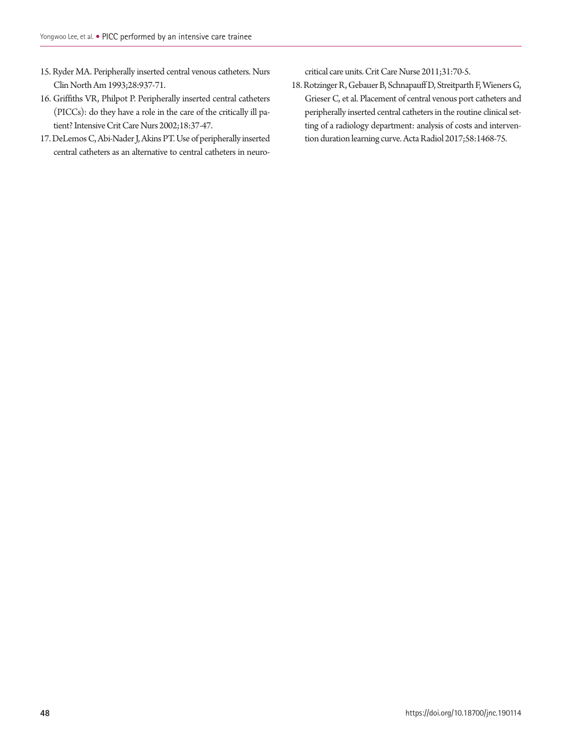15. Ryder MA. Peripherally inserted central venous catheters. Nurs Clin North Am 1993;28:937-71.
16. Griffiths VR, Philpot P. Peripherally inserted central catheters (PICCs): do they have a role in the care of the critically ill patient? Intensive Crit Care Nurs 2002;18:37-47.
17. DeLemos C, Abi-Nader J, Akins PT. Use of peripherally inserted central catheters as an alternative to central catheters in neurocritical care units. Crit Care Nurse 2011;31:70-5.
18. Rotzinger R, Gebauer B, Schnapauff D, Streitparth F, Wieners G, Grieser C, et al. Placement of central venous port catheters and peripherally inserted central catheters in the routine clinical setting of a radiology department: analysis of costs and intervention duration learning curve. Acta Radiol 2017;58:1468-75.